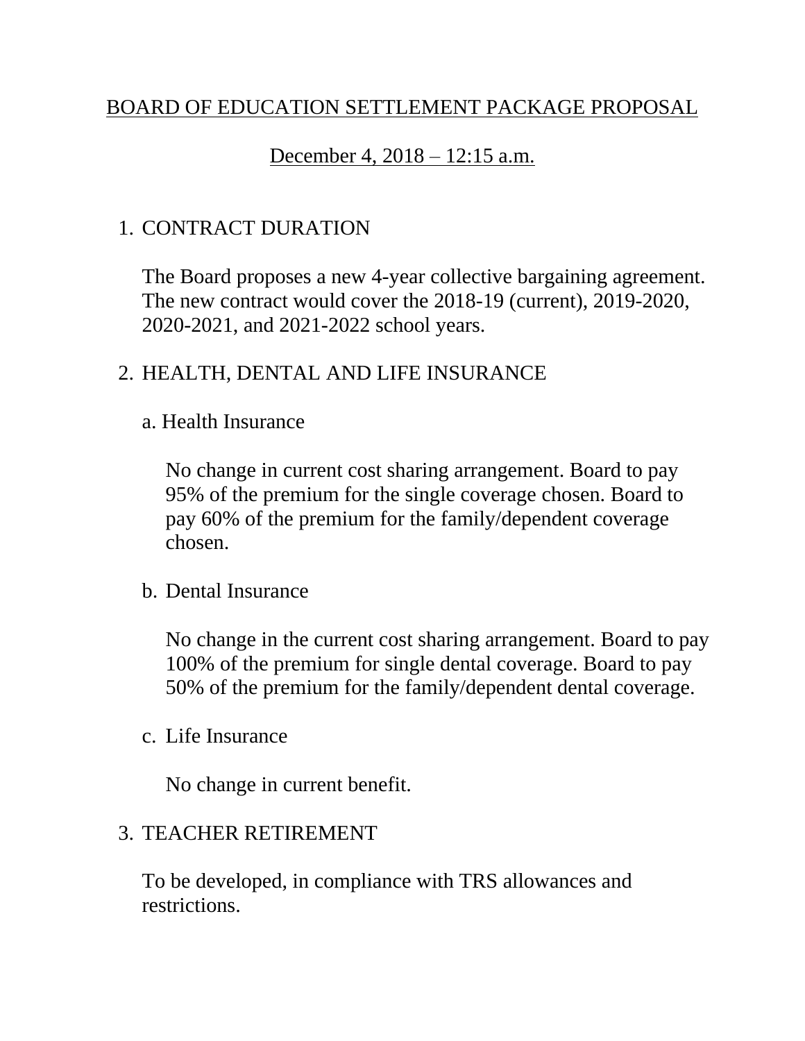# BOARD OF EDUCATION SETTLEMENT PACKAGE PROPOSAL

December 4, 2018 – 12:15 a.m.

1. CONTRACT DURATION

   The Board proposes a new 4-year collective bargaining agreement. The new contract would cover the 2018-19 (current), 2019-2020, 2020-2021, and 2021-2022 school years.

2. HEALTH, DENTAL AND LIFE INSURANCE

   a. Health Insurance

      No change in current cost sharing arrangement. Board to pay 95% of the premium for the single coverage chosen. Board to pay 60% of the premium for the family/dependent coverage chosen.

   b. Dental Insurance

      No change in the current cost sharing arrangement. Board to pay 100% of the premium for single dental coverage. Board to pay 50% of the premium for the family/dependent dental coverage.

   c. Life Insurance

      No change in current benefit.

3. TEACHER RETIREMENT

   To be developed, in compliance with TRS allowances and restrictions.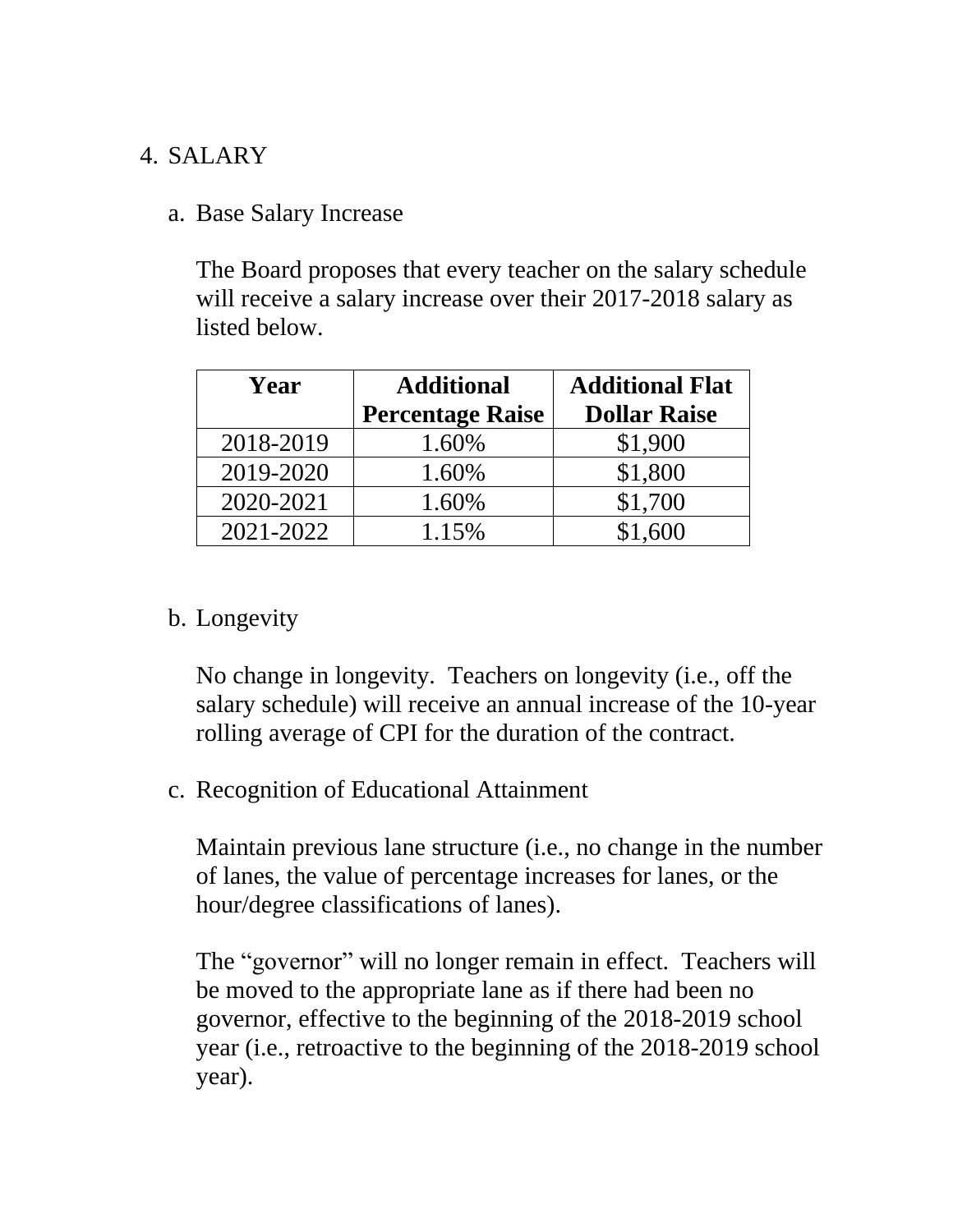4. SALARY

   a. Base Salary Increase

      The Board proposes that every teacher on the salary schedule will receive a salary increase over their 2017-2018 salary as listed below.

| Year | Additional Percentage Raise | Additional Flat Dollar Raise |
|---|---|---|
| 2018-2019 | 1.60% | $1,900 |
| 2019-2020 | 1.60% | $1,800 |
| 2020-2021 | 1.60% | $1,700 |
| 2021-2022 | 1.15% | $1,600 |

   b. Longevity

      No change in longevity. Teachers on longevity (i.e., off the salary schedule) will receive an annual increase of the 10-year rolling average of CPI for the duration of the contract.

   c. Recognition of Educational Attainment

      Maintain previous lane structure (i.e., no change in the number of lanes, the value of percentage increases for lanes, or the hour/degree classifications of lanes).

      The "governor" will no longer remain in effect. Teachers will be moved to the appropriate lane as if there had been no governor, effective to the beginning of the 2018-2019 school year (i.e., retroactive to the beginning of the 2018-2019 school year).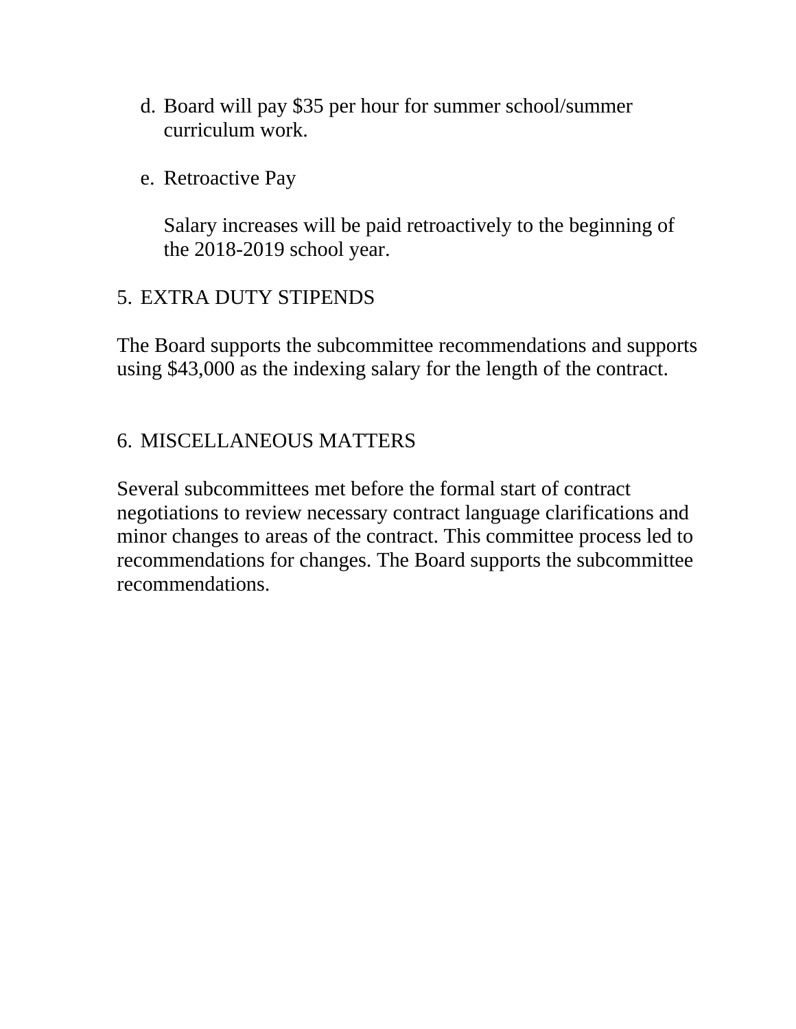d. Board will pay $35 per hour for summer school/summer curriculum work.

e. Retroactive Pay

   Salary increases will be paid retroactively to the beginning of the 2018-2019 school year.

5. EXTRA DUTY STIPENDS

The Board supports the subcommittee recommendations and supports using $43,000 as the indexing salary for the length of the contract.

6. MISCELLANEOUS MATTERS

Several subcommittees met before the formal start of contract negotiations to review necessary contract language clarifications and minor changes to areas of the contract. This committee process led to recommendations for changes. The Board supports the subcommittee recommendations.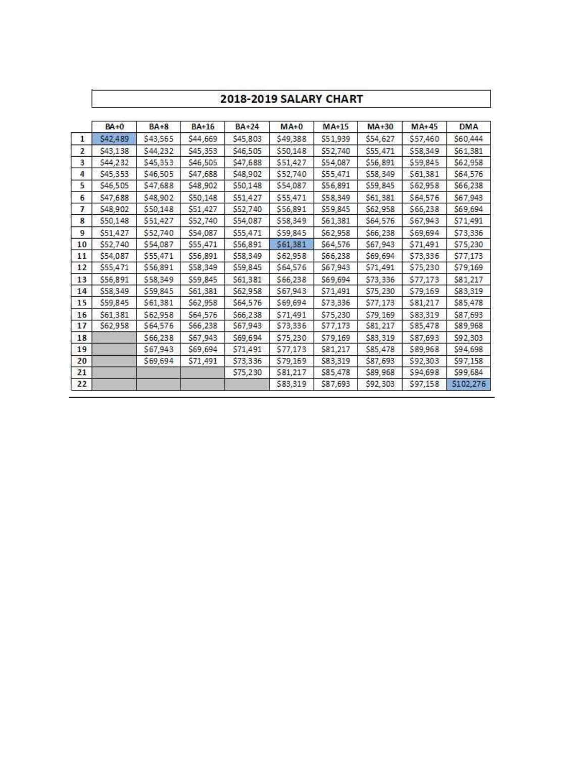## 2018-2019 SALARY CHART

| | BA+0 | BA+8 | BA+16 | BA+24 | MA+0 | MA+15 | MA+30 | MA+45 | DMA |
|---|---|---|---|---|---|---|---|---|---|
| 1 | $42,489 | $43,565 | $44,669 | $45,803 | $49,388 | $51,939 | $54,627 | $57,460 | $60,444 |
| 2 | $43,138 | $44,232 | $45,353 | $46,505 | $50,148 | $52,740 | $55,471 | $58,349 | $61,381 |
| 3 | $44,232 | $45,353 | $46,505 | $47,688 | $51,427 | $54,087 | $56,891 | $59,845 | $62,958 |
| 4 | $45,353 | $46,505 | $47,688 | $48,902 | $52,740 | $55,471 | $58,349 | $61,381 | $64,576 |
| 5 | $46,505 | $47,688 | $48,902 | $50,148 | $54,087 | $56,891 | $59,845 | $62,958 | $66,238 |
| 6 | $47,688 | $48,902 | $50,148 | $51,427 | $55,471 | $58,349 | $61,381 | $64,576 | $67,943 |
| 7 | $48,902 | $50,148 | $51,427 | $52,740 | $56,891 | $59,845 | $62,958 | $66,238 | $69,694 |
| 8 | $50,148 | $51,427 | $52,740 | $54,087 | $58,349 | $61,381 | $64,576 | $67,943 | $71,491 |
| 9 | $51,427 | $52,740 | $54,087 | $55,471 | $59,845 | $62,958 | $66,238 | $69,694 | $73,336 |
| 10 | $52,740 | $54,087 | $55,471 | $56,891 | $61,381 | $64,576 | $67,943 | $71,491 | $75,230 |
| 11 | $54,087 | $55,471 | $56,891 | $58,349 | $62,958 | $66,238 | $69,694 | $73,336 | $77,173 |
| 12 | $55,471 | $56,891 | $58,349 | $59,845 | $64,576 | $67,943 | $71,491 | $75,230 | $79,169 |
| 13 | $56,891 | $58,349 | $59,845 | $61,381 | $66,238 | $69,694 | $73,336 | $77,173 | $81,217 |
| 14 | $58,349 | $59,845 | $61,381 | $62,958 | $67,943 | $71,491 | $75,230 | $79,169 | $83,319 |
| 15 | $59,845 | $61,381 | $62,958 | $64,576 | $69,694 | $73,336 | $77,173 | $81,217 | $85,478 |
| 16 | $61,381 | $62,958 | $64,576 | $66,238 | $71,491 | $75,230 | $79,169 | $83,319 | $87,693 |
| 17 | $62,958 | $64,576 | $66,238 | $67,943 | $73,336 | $77,173 | $81,217 | $85,478 | $89,968 |
| 18 | | $66,238 | $67,943 | $69,694 | $75,230 | $79,169 | $83,319 | $87,693 | $92,303 |
| 19 | | $67,943 | $69,694 | $71,491 | $77,173 | $81,217 | $85,478 | $89,968 | $94,698 |
| 20 | | $69,694 | $71,491 | $73,336 | $79,169 | $83,319 | $87,693 | $92,303 | $97,158 |
| 21 | | | | $75,230 | $81,217 | $85,478 | $89,968 | $94,698 | $99,684 |
| 22 | | | | | $83,319 | $87,693 | $92,303 | $97,158 | $102,276 |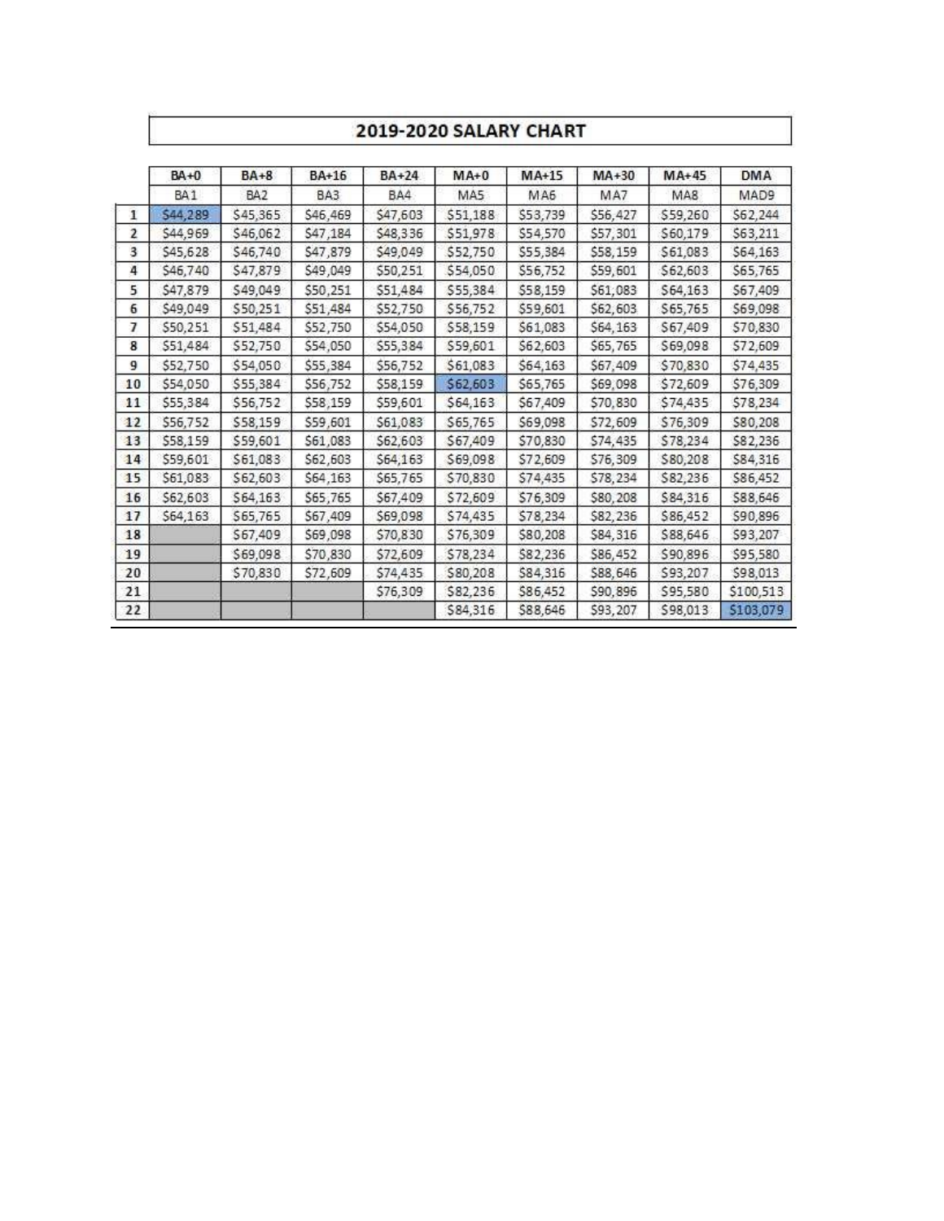## 2019-2020 SALARY CHART

| | BA+0 | BA+8 | BA+16 | BA+24 | MA+0 | MA+15 | MA+30 | MA+45 | DMA |
|---|---|---|---|---|---|---|---|---|---|
| | BA1 | BA2 | BA3 | BA4 | MA5 | MA6 | MA7 | MA8 | MAD9 |
| 1 | $44,289 | $45,365 | $46,469 | $47,603 | $51,188 | $53,739 | $56,427 | $59,260 | $62,244 |
| 2 | $44,969 | $46,062 | $47,184 | $48,336 | $51,978 | $54,570 | $57,301 | $60,179 | $63,211 |
| 3 | $45,628 | $46,740 | $47,879 | $49,049 | $52,750 | $55,384 | $58,159 | $61,083 | $64,163 |
| 4 | $46,740 | $47,879 | $49,049 | $50,251 | $54,050 | $56,752 | $59,601 | $62,603 | $65,765 |
| 5 | $47,879 | $49,049 | $50,251 | $51,484 | $55,384 | $58,159 | $61,083 | $64,163 | $67,409 |
| 6 | $49,049 | $50,251 | $51,484 | $52,750 | $56,752 | $59,601 | $62,603 | $65,765 | $69,098 |
| 7 | $50,251 | $51,484 | $52,750 | $54,050 | $58,159 | $61,083 | $64,163 | $67,409 | $70,830 |
| 8 | $51,484 | $52,750 | $54,050 | $55,384 | $59,601 | $62,603 | $65,765 | $69,098 | $72,609 |
| 9 | $52,750 | $54,050 | $55,384 | $56,752 | $61,083 | $64,163 | $67,409 | $70,830 | $74,435 |
| 10 | $54,050 | $55,384 | $56,752 | $58,159 | $62,603 | $65,765 | $69,098 | $72,609 | $76,309 |
| 11 | $55,384 | $56,752 | $58,159 | $59,601 | $64,163 | $67,409 | $70,830 | $74,435 | $78,234 |
| 12 | $56,752 | $58,159 | $59,601 | $61,083 | $65,765 | $69,098 | $72,609 | $76,309 | $80,208 |
| 13 | $58,159 | $59,601 | $61,083 | $62,603 | $67,409 | $70,830 | $74,435 | $78,234 | $82,236 |
| 14 | $59,601 | $61,083 | $62,603 | $64,163 | $69,098 | $72,609 | $76,309 | $80,208 | $84,316 |
| 15 | $61,083 | $62,603 | $64,163 | $65,765 | $70,830 | $74,435 | $78,234 | $82,236 | $86,452 |
| 16 | $62,603 | $64,163 | $65,765 | $67,409 | $72,609 | $76,309 | $80,208 | $84,316 | $88,646 |
| 17 | $64,163 | $65,765 | $67,409 | $69,098 | $74,435 | $78,234 | $82,236 | $86,452 | $90,896 |
| 18 | | $67,409 | $69,098 | $70,830 | $76,309 | $80,208 | $84,316 | $88,646 | $93,207 |
| 19 | | $69,098 | $70,830 | $72,609 | $78,234 | $82,236 | $86,452 | $90,896 | $95,580 |
| 20 | | $70,830 | $72,609 | $74,435 | $80,208 | $84,316 | $88,646 | $93,207 | $98,013 |
| 21 | | | | $76,309 | $82,236 | $86,452 | $90,896 | $95,580 | $100,513 |
| 22 | | | | | $84,316 | $88,646 | $93,207 | $98,013 | $103,079 |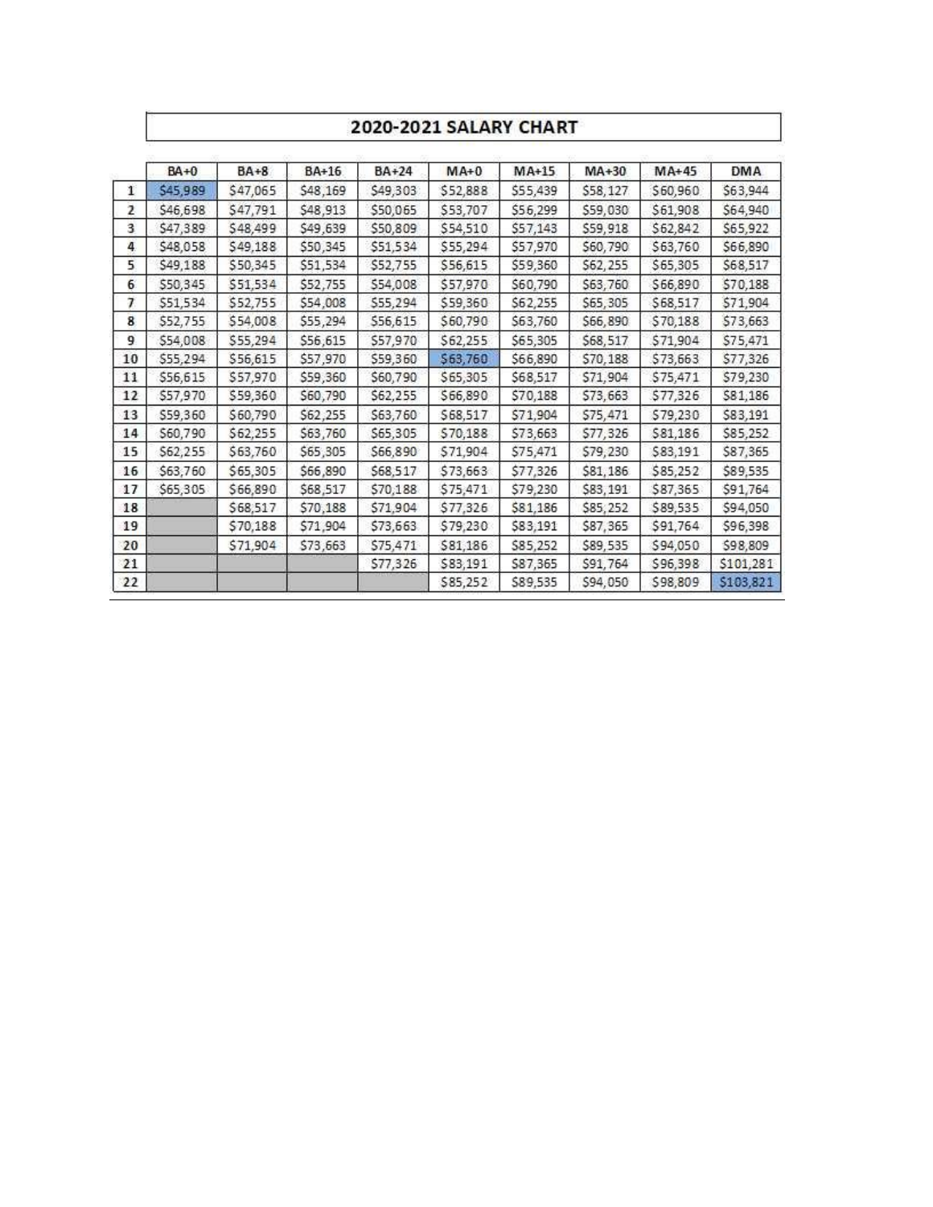## 2020-2021 SALARY CHART

| | BA+0 | BA+8 | BA+16 | BA+24 | MA+0 | MA+15 | MA+30 | MA+45 | DMA |
|---|---|---|---|---|---|---|---|---|---|
| 1 | $45,989 | $47,065 | $48,169 | $49,303 | $52,888 | $55,439 | $58,127 | $60,960 | $63,944 |
| 2 | $46,698 | $47,791 | $48,913 | $50,065 | $53,707 | $56,299 | $59,030 | $61,908 | $64,940 |
| 3 | $47,389 | $48,499 | $49,639 | $50,809 | $54,510 | $57,143 | $59,918 | $62,842 | $65,922 |
| 4 | $48,058 | $49,188 | $50,345 | $51,534 | $55,294 | $57,970 | $60,790 | $63,760 | $66,890 |
| 5 | $49,188 | $50,345 | $51,534 | $52,755 | $56,615 | $59,360 | $62,255 | $65,305 | $68,517 |
| 6 | $50,345 | $51,534 | $52,755 | $54,008 | $57,970 | $60,790 | $63,760 | $66,890 | $70,188 |
| 7 | $51,534 | $52,755 | $54,008 | $55,294 | $59,360 | $62,255 | $65,305 | $68,517 | $71,904 |
| 8 | $52,755 | $54,008 | $55,294 | $56,615 | $60,790 | $63,760 | $66,890 | $70,188 | $73,663 |
| 9 | $54,008 | $55,294 | $56,615 | $57,970 | $62,255 | $65,305 | $68,517 | $71,904 | $75,471 |
| 10 | $55,294 | $56,615 | $57,970 | $59,360 | $63,760 | $66,890 | $70,188 | $73,663 | $77,326 |
| 11 | $56,615 | $57,970 | $59,360 | $60,790 | $65,305 | $68,517 | $71,904 | $75,471 | $79,230 |
| 12 | $57,970 | $59,360 | $60,790 | $62,255 | $66,890 | $70,188 | $73,663 | $77,326 | $81,186 |
| 13 | $59,360 | $60,790 | $62,255 | $63,760 | $68,517 | $71,904 | $75,471 | $79,230 | $83,191 |
| 14 | $60,790 | $62,255 | $63,760 | $65,305 | $70,188 | $73,663 | $77,326 | $81,186 | $85,252 |
| 15 | $62,255 | $63,760 | $65,305 | $66,890 | $71,904 | $75,471 | $79,230 | $83,191 | $87,365 |
| 16 | $63,760 | $65,305 | $66,890 | $68,517 | $73,663 | $77,326 | $81,186 | $85,252 | $89,535 |
| 17 | $65,305 | $66,890 | $68,517 | $70,188 | $75,471 | $79,230 | $83,191 | $87,365 | $91,764 |
| 18 | | $68,517 | $70,188 | $71,904 | $77,326 | $81,186 | $85,252 | $89,535 | $94,050 |
| 19 | | $70,188 | $71,904 | $73,663 | $79,230 | $83,191 | $87,365 | $91,764 | $96,398 |
| 20 | | $71,904 | $73,663 | $75,471 | $81,186 | $85,252 | $89,535 | $94,050 | $98,809 |
| 21 | | | | $77,326 | $83,191 | $87,365 | $91,764 | $96,398 | $101,281 |
| 22 | | | | | $85,252 | $89,535 | $94,050 | $98,809 | $103,821 |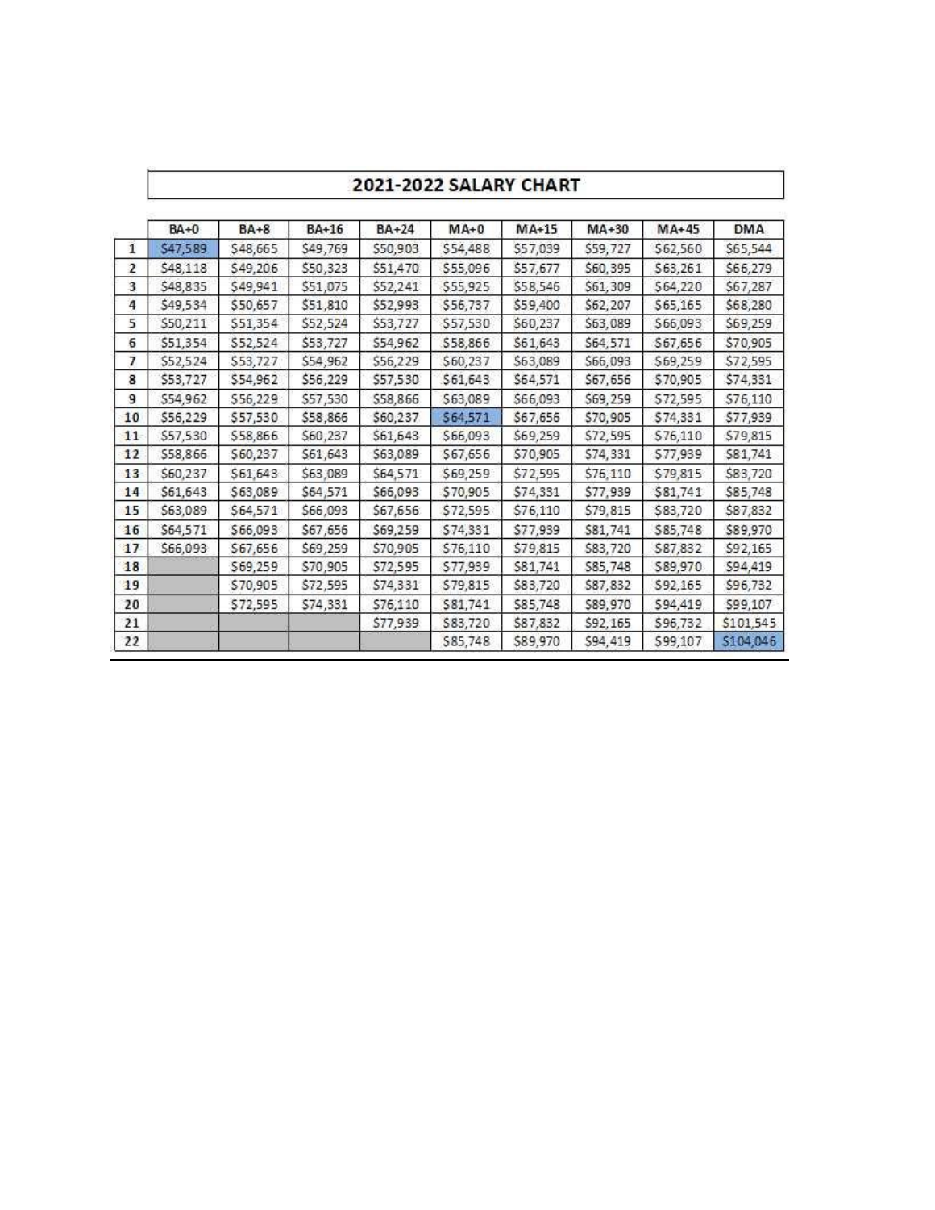# 2021-2022 SALARY CHART

| | BA+0 | BA+8 | BA+16 | BA+24 | MA+0 | MA+15 | MA+30 | MA+45 | DMA |
|---|---|---|---|---|---|---|---|---|---|
| 1 | $47,589 | $48,665 | $49,769 | $50,903 | $54,488 | $57,039 | $59,727 | $62,560 | $65,544 |
| 2 | $48,118 | $49,206 | $50,323 | $51,470 | $55,096 | $57,677 | $60,395 | $63,261 | $66,279 |
| 3 | $48,835 | $49,941 | $51,075 | $52,241 | $55,925 | $58,546 | $61,309 | $64,220 | $67,287 |
| 4 | $49,534 | $50,657 | $51,810 | $52,993 | $56,737 | $59,400 | $62,207 | $65,165 | $68,280 |
| 5 | $50,211 | $51,354 | $52,524 | $53,727 | $57,530 | $60,237 | $63,089 | $66,093 | $69,259 |
| 6 | $51,354 | $52,524 | $53,727 | $54,962 | $58,866 | $61,643 | $64,571 | $67,656 | $70,905 |
| 7 | $52,524 | $53,727 | $54,962 | $56,229 | $60,237 | $63,089 | $66,093 | $69,259 | $72,595 |
| 8 | $53,727 | $54,962 | $56,229 | $57,530 | $61,643 | $64,571 | $67,656 | $70,905 | $74,331 |
| 9 | $54,962 | $56,229 | $57,530 | $58,866 | $63,089 | $66,093 | $69,259 | $72,595 | $76,110 |
| 10 | $56,229 | $57,530 | $58,866 | $60,237 | $64,571 | $67,656 | $70,905 | $74,331 | $77,939 |
| 11 | $57,530 | $58,866 | $60,237 | $61,643 | $66,093 | $69,259 | $72,595 | $76,110 | $79,815 |
| 12 | $58,866 | $60,237 | $61,643 | $63,089 | $67,656 | $70,905 | $74,331 | $77,939 | $81,741 |
| 13 | $60,237 | $61,643 | $63,089 | $64,571 | $69,259 | $72,595 | $76,110 | $79,815 | $83,720 |
| 14 | $61,643 | $63,089 | $64,571 | $66,093 | $70,905 | $74,331 | $77,939 | $81,741 | $85,748 |
| 15 | $63,089 | $64,571 | $66,093 | $67,656 | $72,595 | $76,110 | $79,815 | $83,720 | $87,832 |
| 16 | $64,571 | $66,093 | $67,656 | $69,259 | $74,331 | $77,939 | $81,741 | $85,748 | $89,970 |
| 17 | $66,093 | $67,656 | $69,259 | $70,905 | $76,110 | $79,815 | $83,720 | $87,832 | $92,165 |
| 18 | | $69,259 | $70,905 | $72,595 | $77,939 | $81,741 | $85,748 | $89,970 | $94,419 |
| 19 | | $70,905 | $72,595 | $74,331 | $79,815 | $83,720 | $87,832 | $92,165 | $96,732 |
| 20 | | $72,595 | $74,331 | $76,110 | $81,741 | $85,748 | $89,970 | $94,419 | $99,107 |
| 21 | | | | $77,939 | $83,720 | $87,832 | $92,165 | $96,732 | $101,545 |
| 22 | | | | | $85,748 | $89,970 | $94,419 | $99,107 | $104,046 |